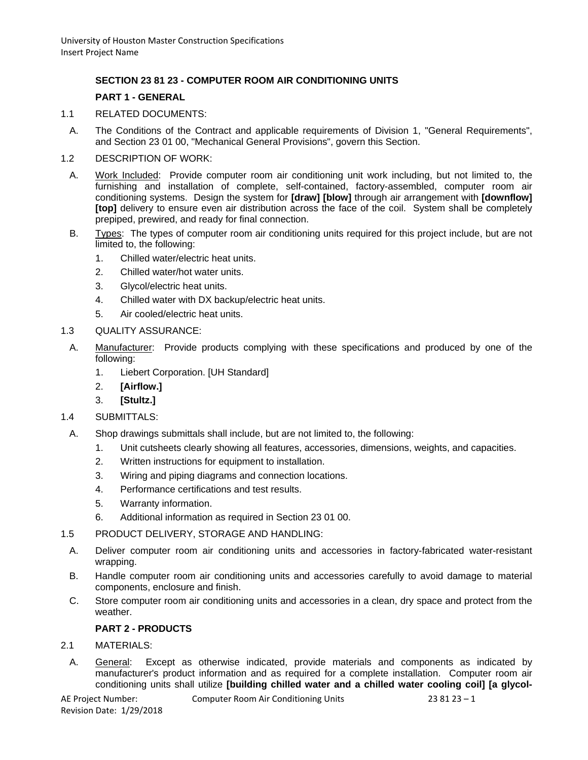University of Houston Master Construction Specifications
Insert Project Name

## SECTION 23 81 23 - COMPUTER ROOM AIR CONDITIONING UNITS

### PART 1 - GENERAL

1.1 RELATED DOCUMENTS:

A. The Conditions of the Contract and applicable requirements of Division 1, "General Requirements", and Section 23 01 00, "Mechanical General Provisions", govern this Section.

1.2 DESCRIPTION OF WORK:

A. Work Included: Provide computer room air conditioning unit work including, but not limited to, the furnishing and installation of complete, self-contained, factory-assembled, computer room air conditioning systems. Design the system for **[draw] [blow]** through air arrangement with **[downflow] [top]** delivery to ensure even air distribution across the face of the coil. System shall be completely prepiped, prewired, and ready for final connection.

B. Types: The types of computer room air conditioning units required for this project include, but are not limited to, the following:

1. Chilled water/electric heat units.
2. Chilled water/hot water units.
3. Glycol/electric heat units.
4. Chilled water with DX backup/electric heat units.
5. Air cooled/electric heat units.

1.3 QUALITY ASSURANCE:

A. Manufacturer: Provide products complying with these specifications and produced by one of the following:

1. Liebert Corporation. [UH Standard]
2. **[Airflow.]**
3. **[Stultz.]**

1.4 SUBMITTALS:

A. Shop drawings submittals shall include, but are not limited to, the following:

1. Unit cutsheets clearly showing all features, accessories, dimensions, weights, and capacities.
2. Written instructions for equipment to installation.
3. Wiring and piping diagrams and connection locations.
4. Performance certifications and test results.
5. Warranty information.
6. Additional information as required in Section 23 01 00.

1.5 PRODUCT DELIVERY, STORAGE AND HANDLING:

A. Deliver computer room air conditioning units and accessories in factory-fabricated water-resistant wrapping.

B. Handle computer room air conditioning units and accessories carefully to avoid damage to material components, enclosure and finish.

C. Store computer room air conditioning units and accessories in a clean, dry space and protect from the weather.

### PART 2 - PRODUCTS

2.1 MATERIALS:

A. General: Except as otherwise indicated, provide materials and components as indicated by manufacturer's product information and as required for a complete installation. Computer room air conditioning units shall utilize **[building chilled water and a chilled water cooling coil] [a glycol-**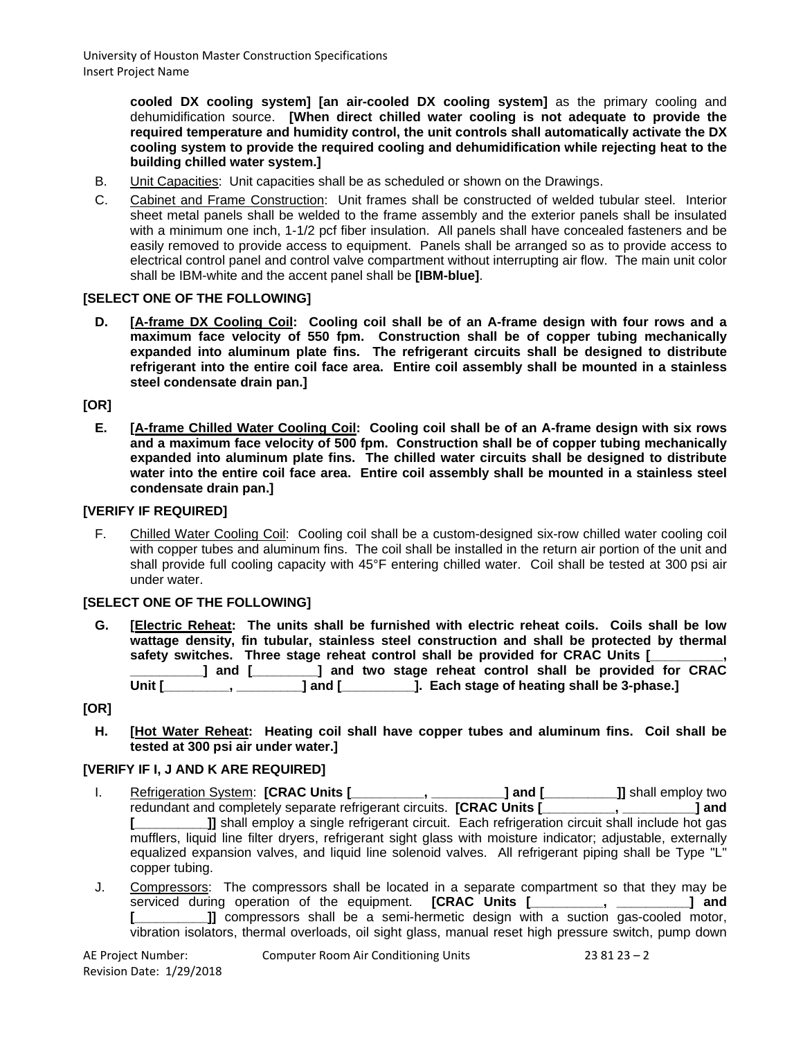**cooled DX cooling system] [an air-cooled DX cooling system]** as the primary cooling and dehumidification source. **[When direct chilled water cooling is not adequate to provide the required temperature and humidity control, the unit controls shall automatically activate the DX cooling system to provide the required cooling and dehumidification while rejecting heat to the building chilled water system.]**

B. Unit Capacities: Unit capacities shall be as scheduled or shown on the Drawings.

C. Cabinet and Frame Construction: Unit frames shall be constructed of welded tubular steel. Interior sheet metal panels shall be welded to the frame assembly and the exterior panels shall be insulated with a minimum one inch, 1-1/2 pcf fiber insulation. All panels shall have concealed fasteners and be easily removed to provide access to equipment. Panels shall be arranged so as to provide access to electrical control panel and control valve compartment without interrupting air flow. The main unit color shall be IBM-white and the accent panel shall be **[IBM-blue]**.

**[SELECT ONE OF THE FOLLOWING]**

**D. [A-frame DX Cooling Coil: Cooling coil shall be of an A-frame design with four rows and a maximum face velocity of 550 fpm. Construction shall be of copper tubing mechanically expanded into aluminum plate fins. The refrigerant circuits shall be designed to distribute refrigerant into the entire coil face area. Entire coil assembly shall be mounted in a stainless steel condensate drain pan.]**

**[OR]**

**E. [A-frame Chilled Water Cooling Coil: Cooling coil shall be of an A-frame design with six rows and a maximum face velocity of 500 fpm. Construction shall be of copper tubing mechanically expanded into aluminum plate fins. The chilled water circuits shall be designed to distribute water into the entire coil face area. Entire coil assembly shall be mounted in a stainless steel condensate drain pan.]**

**[VERIFY IF REQUIRED]**

F. Chilled Water Cooling Coil: Cooling coil shall be a custom-designed six-row chilled water cooling coil with copper tubes and aluminum fins. The coil shall be installed in the return air portion of the unit and shall provide full cooling capacity with 45°F entering chilled water. Coil shall be tested at 300 psi air under water.

**[SELECT ONE OF THE FOLLOWING]**

**G. [Electric Reheat: The units shall be furnished with electric reheat coils. Coils shall be low wattage density, fin tubular, stainless steel construction and shall be protected by thermal safety switches. Three stage reheat control shall be provided for CRAC Units [__________, __________] and [_________] and two stage reheat control shall be provided for CRAC Unit [_________, _________] and [__________]. Each stage of heating shall be 3-phase.]**

**[OR]**

**H. [Hot Water Reheat: Heating coil shall have copper tubes and aluminum fins. Coil shall be tested at 300 psi air under water.]**

**[VERIFY IF I, J AND K ARE REQUIRED]**

I. Refrigeration System: **[CRAC Units [__________, __________] and [__________]]** shall employ two redundant and completely separate refrigerant circuits. **[CRAC Units [__________, __________] and [__________]]** shall employ a single refrigerant circuit. Each refrigeration circuit shall include hot gas mufflers, liquid line filter dryers, refrigerant sight glass with moisture indicator; adjustable, externally equalized expansion valves, and liquid line solenoid valves. All refrigerant piping shall be Type "L" copper tubing.

J. Compressors: The compressors shall be located in a separate compartment so that they may be serviced during operation of the equipment. **[CRAC Units [__________, __________] and [__________]]** compressors shall be a semi-hermetic design with a suction gas-cooled motor, vibration isolators, thermal overloads, oil sight glass, manual reset high pressure switch, pump down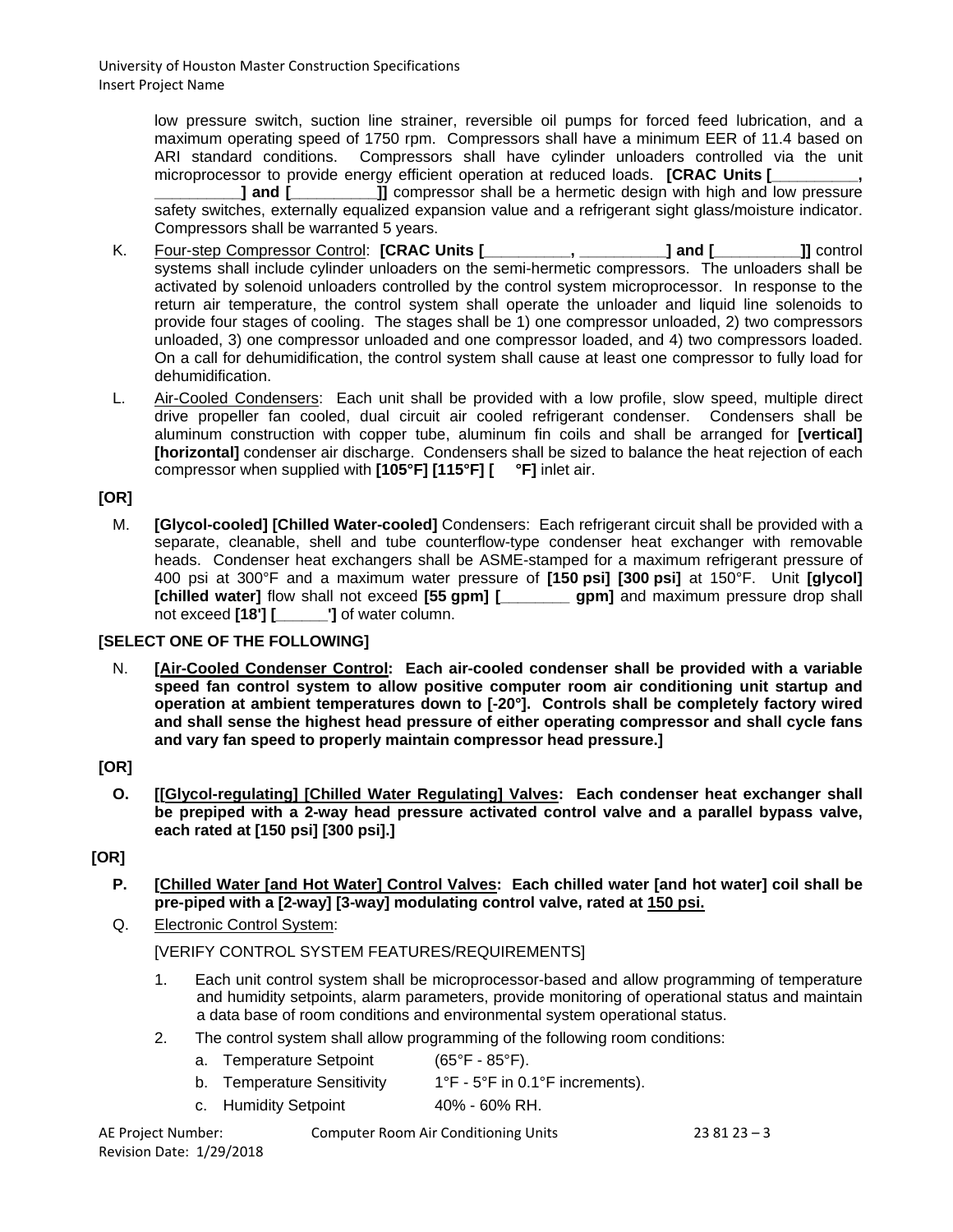low pressure switch, suction line strainer, reversible oil pumps for forced feed lubrication, and a maximum operating speed of 1750 rpm. Compressors shall have a minimum EER of 11.4 based on ARI standard conditions. Compressors shall have cylinder unloaders controlled via the unit microprocessor to provide energy efficient operation at reduced loads. **[CRAC Units [__________, __________] and [__________]]** compressor shall be a hermetic design with high and low pressure safety switches, externally equalized expansion value and a refrigerant sight glass/moisture indicator. Compressors shall be warranted 5 years.

K. Four-step Compressor Control: **[CRAC Units [__________, __________] and [__________]]** control systems shall include cylinder unloaders on the semi-hermetic compressors. The unloaders shall be activated by solenoid unloaders controlled by the control system microprocessor. In response to the return air temperature, the control system shall operate the unloader and liquid line solenoids to provide four stages of cooling. The stages shall be 1) one compressor unloaded, 2) two compressors unloaded, 3) one compressor unloaded and one compressor loaded, and 4) two compressors loaded. On a call for dehumidification, the control system shall cause at least one compressor to fully load for dehumidification.

L. Air-Cooled Condensers: Each unit shall be provided with a low profile, slow speed, multiple direct drive propeller fan cooled, dual circuit air cooled refrigerant condenser. Condensers shall be aluminum construction with copper tube, aluminum fin coils and shall be arranged for **[vertical] [horizontal]** condenser air discharge. Condensers shall be sized to balance the heat rejection of each compressor when supplied with **[105°F] [115°F] [ °F]** inlet air.

**[OR]**

M. **[Glycol-cooled] [Chilled Water-cooled]** Condensers: Each refrigerant circuit shall be provided with a separate, cleanable, shell and tube counterflow-type condenser heat exchanger with removable heads. Condenser heat exchangers shall be ASME-stamped for a maximum refrigerant pressure of 400 psi at 300°F and a maximum water pressure of **[150 psi] [300 psi]** at 150°F. Unit **[glycol] [chilled water]** flow shall not exceed **[55 gpm] [________ gpm]** and maximum pressure drop shall not exceed **[18'] [______']** of water column.

**[SELECT ONE OF THE FOLLOWING]**

N. **[Air-Cooled Condenser Control: Each air-cooled condenser shall be provided with a variable speed fan control system to allow positive computer room air conditioning unit startup and operation at ambient temperatures down to [-20°]. Controls shall be completely factory wired and shall sense the highest head pressure of either operating compressor and shall cycle fans and vary fan speed to properly maintain compressor head pressure.]**

**[OR]**

**O. [[Glycol-regulating] [Chilled Water Regulating] Valves: Each condenser heat exchanger shall be prepiped with a 2-way head pressure activated control valve and a parallel bypass valve, each rated at [150 psi] [300 psi].]**

**[OR]**

**P. [Chilled Water [and Hot Water] Control Valves: Each chilled water [and hot water] coil shall be pre-piped with a [2-way] [3-way] modulating control valve, rated at 150 psi.**

Q. Electronic Control System:

[VERIFY CONTROL SYSTEM FEATURES/REQUIREMENTS]

1. Each unit control system shall be microprocessor-based and allow programming of temperature and humidity setpoints, alarm parameters, provide monitoring of operational status and maintain a data base of room conditions and environmental system operational status.
2. The control system shall allow programming of the following room conditions:
   a. Temperature Setpoint (65°F - 85°F).
   b. Temperature Sensitivity 1°F - 5°F in 0.1°F increments).
   c. Humidity Setpoint 40% - 60% RH.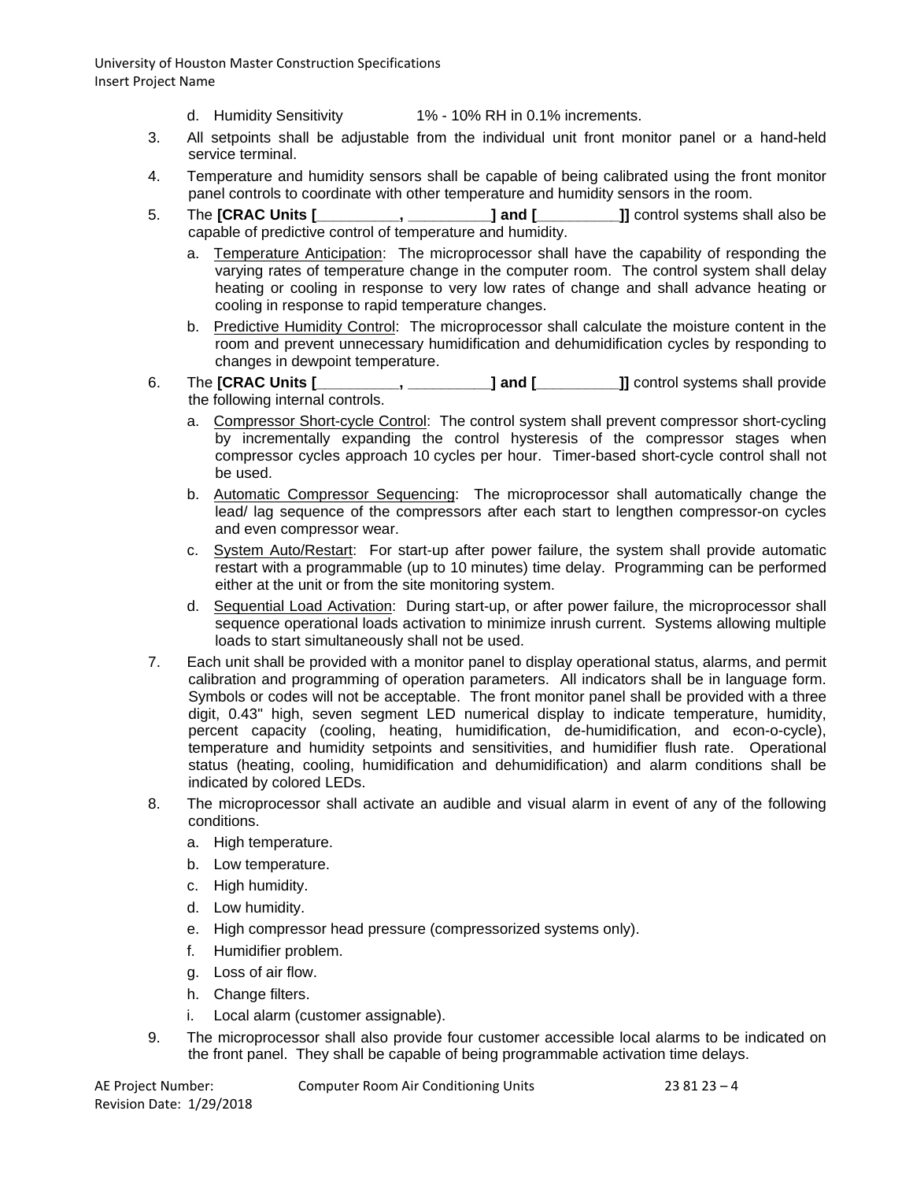d. Humidity Sensitivity 1% - 10% RH in 0.1% increments.

3. All setpoints shall be adjustable from the individual unit front monitor panel or a hand-held service terminal.

4. Temperature and humidity sensors shall be capable of being calibrated using the front monitor panel controls to coordinate with other temperature and humidity sensors in the room.

5. The **[CRAC Units [_________, _________] and [_________]]** control systems shall also be capable of predictive control of temperature and humidity.

   a. Temperature Anticipation: The microprocessor shall have the capability of responding the varying rates of temperature change in the computer room. The control system shall delay heating or cooling in response to very low rates of change and shall advance heating or cooling in response to rapid temperature changes.

   b. Predictive Humidity Control: The microprocessor shall calculate the moisture content in the room and prevent unnecessary humidification and dehumidification cycles by responding to changes in dewpoint temperature.

6. The **[CRAC Units [_________, _________] and [_________]]** control systems shall provide the following internal controls.

   a. Compressor Short-cycle Control: The control system shall prevent compressor short-cycling by incrementally expanding the control hysteresis of the compressor stages when compressor cycles approach 10 cycles per hour. Timer-based short-cycle control shall not be used.

   b. Automatic Compressor Sequencing: The microprocessor shall automatically change the lead/ lag sequence of the compressors after each start to lengthen compressor-on cycles and even compressor wear.

   c. System Auto/Restart: For start-up after power failure, the system shall provide automatic restart with a programmable (up to 10 minutes) time delay. Programming can be performed either at the unit or from the site monitoring system.

   d. Sequential Load Activation: During start-up, or after power failure, the microprocessor shall sequence operational loads activation to minimize inrush current. Systems allowing multiple loads to start simultaneously shall not be used.

7. Each unit shall be provided with a monitor panel to display operational status, alarms, and permit calibration and programming of operation parameters. All indicators shall be in language form. Symbols or codes will not be acceptable. The front monitor panel shall be provided with a three digit, 0.43" high, seven segment LED numerical display to indicate temperature, humidity, percent capacity (cooling, heating, humidification, de-humidification, and econ-o-cycle), temperature and humidity setpoints and sensitivities, and humidifier flush rate. Operational status (heating, cooling, humidification and dehumidification) and alarm conditions shall be indicated by colored LEDs.

8. The microprocessor shall activate an audible and visual alarm in event of any of the following conditions.

   a. High temperature.

   b. Low temperature.

   c. High humidity.

   d. Low humidity.

   e. High compressor head pressure (compressorized systems only).

   f. Humidifier problem.

   g. Loss of air flow.

   h. Change filters.

   i. Local alarm (customer assignable).

9. The microprocessor shall also provide four customer accessible local alarms to be indicated on the front panel. They shall be capable of being programmable activation time delays.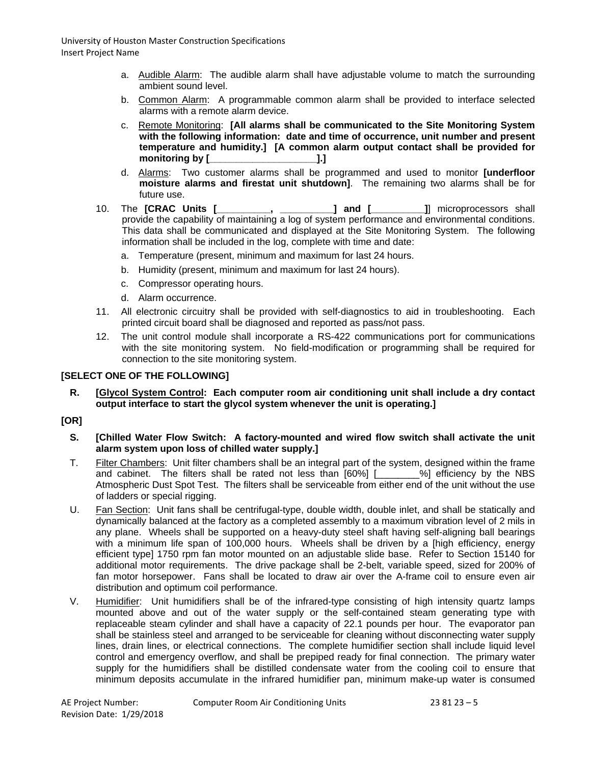a. Audible Alarm: The audible alarm shall have adjustable volume to match the surrounding ambient sound level.

b. Common Alarm: A programmable common alarm shall be provided to interface selected alarms with a remote alarm device.

c. Remote Monitoring: **[All alarms shall be communicated to the Site Monitoring System with the following information: date and time of occurrence, unit number and present temperature and humidity.] [A common alarm output contact shall be provided for monitoring by [\_\_\_\_\_\_\_\_\_\_\_\_\_\_\_\_\_\_\_].]**

d. Alarms: Two customer alarms shall be programmed and used to monitor **[underfloor moisture alarms and firestat unit shutdown]**. The remaining two alarms shall be for future use.

10. The **[CRAC Units [\_\_\_\_\_\_\_\_\_, \_\_\_\_\_\_\_\_\_] and [\_\_\_\_\_\_\_\_\_]**] microprocessors shall provide the capability of maintaining a log of system performance and environmental conditions. This data shall be communicated and displayed at the Site Monitoring System. The following information shall be included in the log, complete with time and date:

    a. Temperature (present, minimum and maximum for last 24 hours.

    b. Humidity (present, minimum and maximum for last 24 hours).

    c. Compressor operating hours.

    d. Alarm occurrence.

11. All electronic circuitry shall be provided with self-diagnostics to aid in troubleshooting. Each printed circuit board shall be diagnosed and reported as pass/not pass.

12. The unit control module shall incorporate a RS-422 communications port for communications with the site monitoring system. No field-modification or programming shall be required for connection to the site monitoring system.

**[SELECT ONE OF THE FOLLOWING]**

R. **[Glycol System Control: Each computer room air conditioning unit shall include a dry contact output interface to start the glycol system whenever the unit is operating.]**

**[OR]**

S. **[Chilled Water Flow Switch: A factory-mounted and wired flow switch shall activate the unit alarm system upon loss of chilled water supply.]**

T. Filter Chambers: Unit filter chambers shall be an integral part of the system, designed within the frame and cabinet. The filters shall be rated not less than [60%] [\_\_\_\_\_\_\_\_%] efficiency by the NBS Atmospheric Dust Spot Test. The filters shall be serviceable from either end of the unit without the use of ladders or special rigging.

U. Fan Section: Unit fans shall be centrifugal-type, double width, double inlet, and shall be statically and dynamically balanced at the factory as a completed assembly to a maximum vibration level of 2 mils in any plane. Wheels shall be supported on a heavy-duty steel shaft having self-aligning ball bearings with a minimum life span of 100,000 hours. Wheels shall be driven by a [high efficiency, energy efficient type] 1750 rpm fan motor mounted on an adjustable slide base. Refer to Section 15140 for additional motor requirements. The drive package shall be 2-belt, variable speed, sized for 200% of fan motor horsepower. Fans shall be located to draw air over the A-frame coil to ensure even air distribution and optimum coil performance.

V. Humidifier: Unit humidifiers shall be of the infrared-type consisting of high intensity quartz lamps mounted above and out of the water supply or the self-contained steam generating type with replaceable steam cylinder and shall have a capacity of 22.1 pounds per hour. The evaporator pan shall be stainless steel and arranged to be serviceable for cleaning without disconnecting water supply lines, drain lines, or electrical connections. The complete humidifier section shall include liquid level control and emergency overflow, and shall be prepiped ready for final connection. The primary water supply for the humidifiers shall be distilled condensate water from the cooling coil to ensure that minimum deposits accumulate in the infrared humidifier pan, minimum make-up water is consumed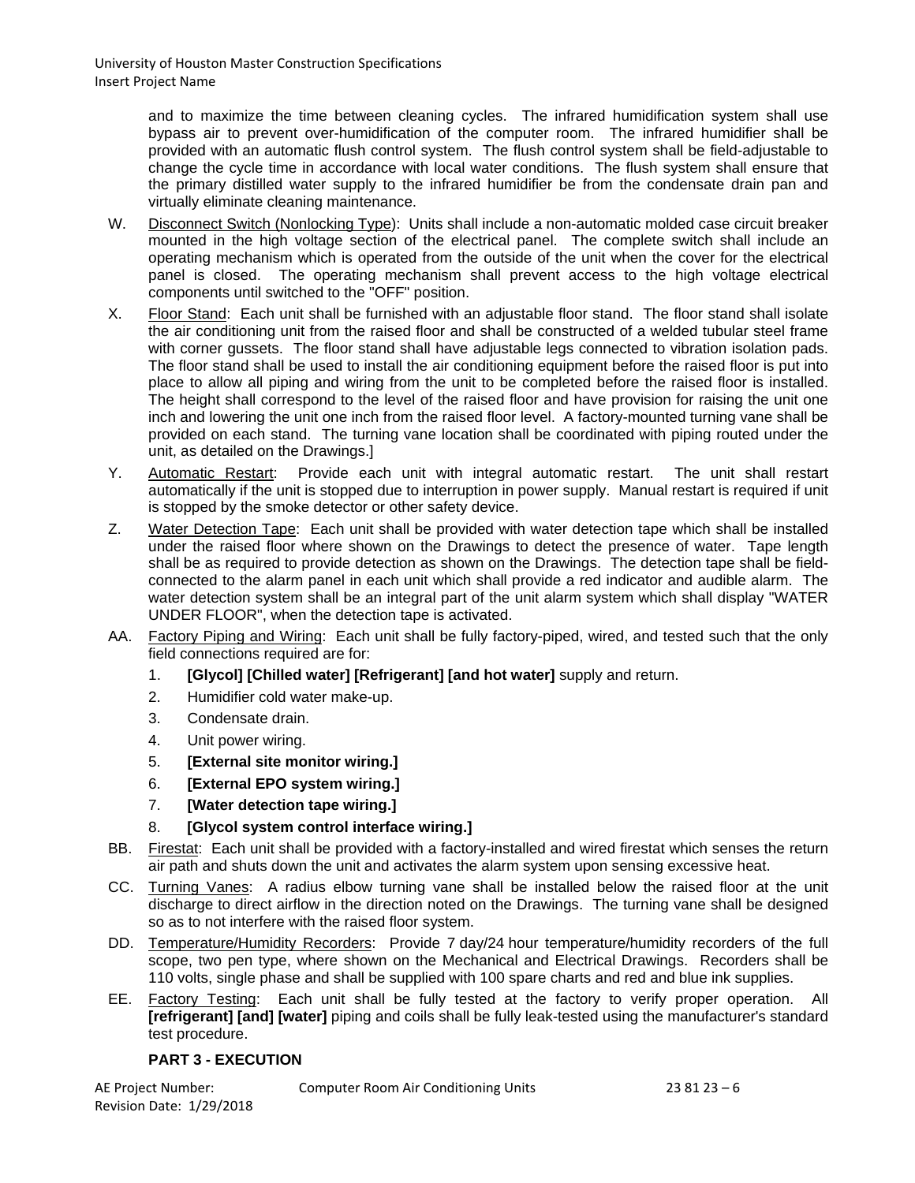and to maximize the time between cleaning cycles. The infrared humidification system shall use bypass air to prevent over-humidification of the computer room. The infrared humidifier shall be provided with an automatic flush control system. The flush control system shall be field-adjustable to change the cycle time in accordance with local water conditions. The flush system shall ensure that the primary distilled water supply to the infrared humidifier be from the condensate drain pan and virtually eliminate cleaning maintenance.

W. Disconnect Switch (Nonlocking Type): Units shall include a non-automatic molded case circuit breaker mounted in the high voltage section of the electrical panel. The complete switch shall include an operating mechanism which is operated from the outside of the unit when the cover for the electrical panel is closed. The operating mechanism shall prevent access to the high voltage electrical components until switched to the "OFF" position.

X. Floor Stand: Each unit shall be furnished with an adjustable floor stand. The floor stand shall isolate the air conditioning unit from the raised floor and shall be constructed of a welded tubular steel frame with corner gussets. The floor stand shall have adjustable legs connected to vibration isolation pads. The floor stand shall be used to install the air conditioning equipment before the raised floor is put into place to allow all piping and wiring from the unit to be completed before the raised floor is installed. The height shall correspond to the level of the raised floor and have provision for raising the unit one inch and lowering the unit one inch from the raised floor level. A factory-mounted turning vane shall be provided on each stand. The turning vane location shall be coordinated with piping routed under the unit, as detailed on the Drawings.]

Y. Automatic Restart: Provide each unit with integral automatic restart. The unit shall restart automatically if the unit is stopped due to interruption in power supply. Manual restart is required if unit is stopped by the smoke detector or other safety device.

Z. Water Detection Tape: Each unit shall be provided with water detection tape which shall be installed under the raised floor where shown on the Drawings to detect the presence of water. Tape length shall be as required to provide detection as shown on the Drawings. The detection tape shall be field-connected to the alarm panel in each unit which shall provide a red indicator and audible alarm. The water detection system shall be an integral part of the unit alarm system which shall display "WATER UNDER FLOOR", when the detection tape is activated.

AA. Factory Piping and Wiring: Each unit shall be fully factory-piped, wired, and tested such that the only field connections required are for:

1. **[Glycol] [Chilled water] [Refrigerant] [and hot water]** supply and return.
2. Humidifier cold water make-up.
3. Condensate drain.
4. Unit power wiring.
5. **[External site monitor wiring.]**
6. **[External EPO system wiring.]**
7. **[Water detection tape wiring.]**
8. **[Glycol system control interface wiring.]**

BB. Firestat: Each unit shall be provided with a factory-installed and wired firestat which senses the return air path and shuts down the unit and activates the alarm system upon sensing excessive heat.

CC. Turning Vanes: A radius elbow turning vane shall be installed below the raised floor at the unit discharge to direct airflow in the direction noted on the Drawings. The turning vane shall be designed so as to not interfere with the raised floor system.

DD. Temperature/Humidity Recorders: Provide 7 day/24 hour temperature/humidity recorders of the full scope, two pen type, where shown on the Mechanical and Electrical Drawings. Recorders shall be 110 volts, single phase and shall be supplied with 100 spare charts and red and blue ink supplies.

EE. Factory Testing: Each unit shall be fully tested at the factory to verify proper operation. All **[refrigerant] [and] [water]** piping and coils shall be fully leak-tested using the manufacturer's standard test procedure.

## PART 3 - EXECUTION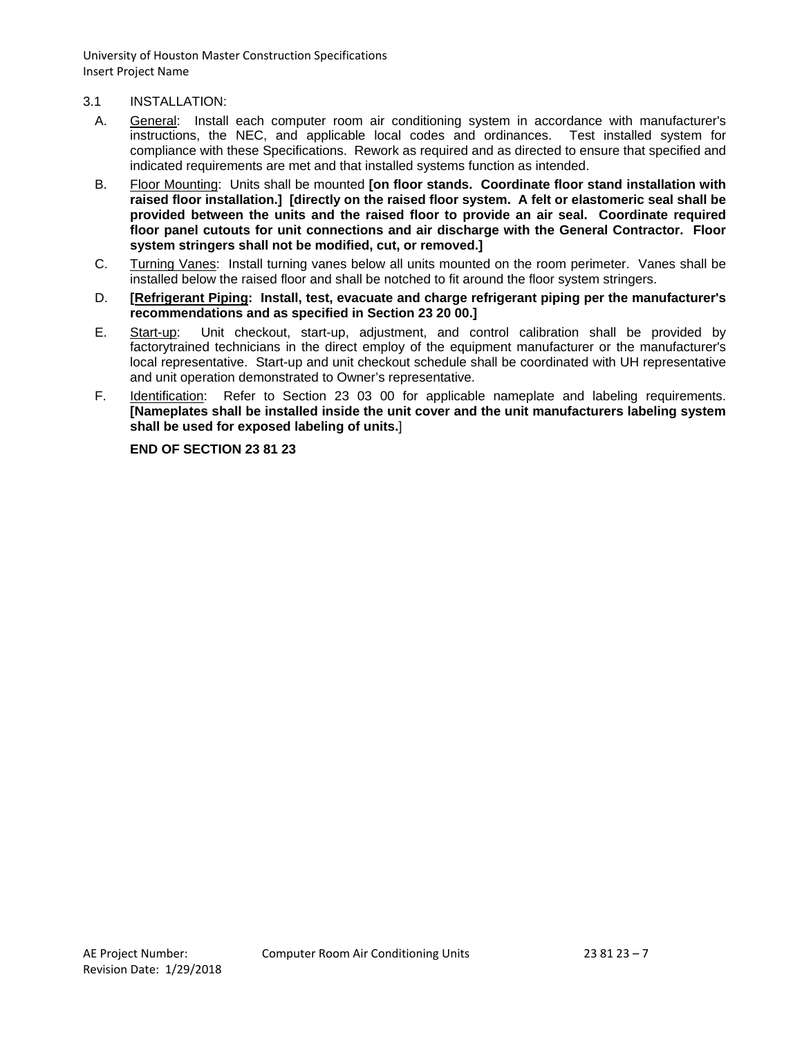3.1 INSTALLATION:

A. General: Install each computer room air conditioning system in accordance with manufacturer's instructions, the NEC, and applicable local codes and ordinances. Test installed system for compliance with these Specifications. Rework as required and as directed to ensure that specified and indicated requirements are met and that installed systems function as intended.

B. Floor Mounting: Units shall be mounted **[on floor stands. Coordinate floor stand installation with raised floor installation.] [directly on the raised floor system. A felt or elastomeric seal shall be provided between the units and the raised floor to provide an air seal. Coordinate required floor panel cutouts for unit connections and air discharge with the General Contractor. Floor system stringers shall not be modified, cut, or removed.]**

C. Turning Vanes: Install turning vanes below all units mounted on the room perimeter. Vanes shall be installed below the raised floor and shall be notched to fit around the floor system stringers.

D. **[Refrigerant Piping: Install, test, evacuate and charge refrigerant piping per the manufacturer's recommendations and as specified in Section 23 20 00.]**

E. Start-up: Unit checkout, start-up, adjustment, and control calibration shall be provided by factorytrained technicians in the direct employ of the equipment manufacturer or the manufacturer's local representative. Start-up and unit checkout schedule shall be coordinated with UH representative and unit operation demonstrated to Owner's representative.

F. Identification: Refer to Section 23 03 00 for applicable nameplate and labeling requirements. **[Nameplates shall be installed inside the unit cover and the unit manufacturers labeling system shall be used for exposed labeling of units.**]

**END OF SECTION 23 81 23**